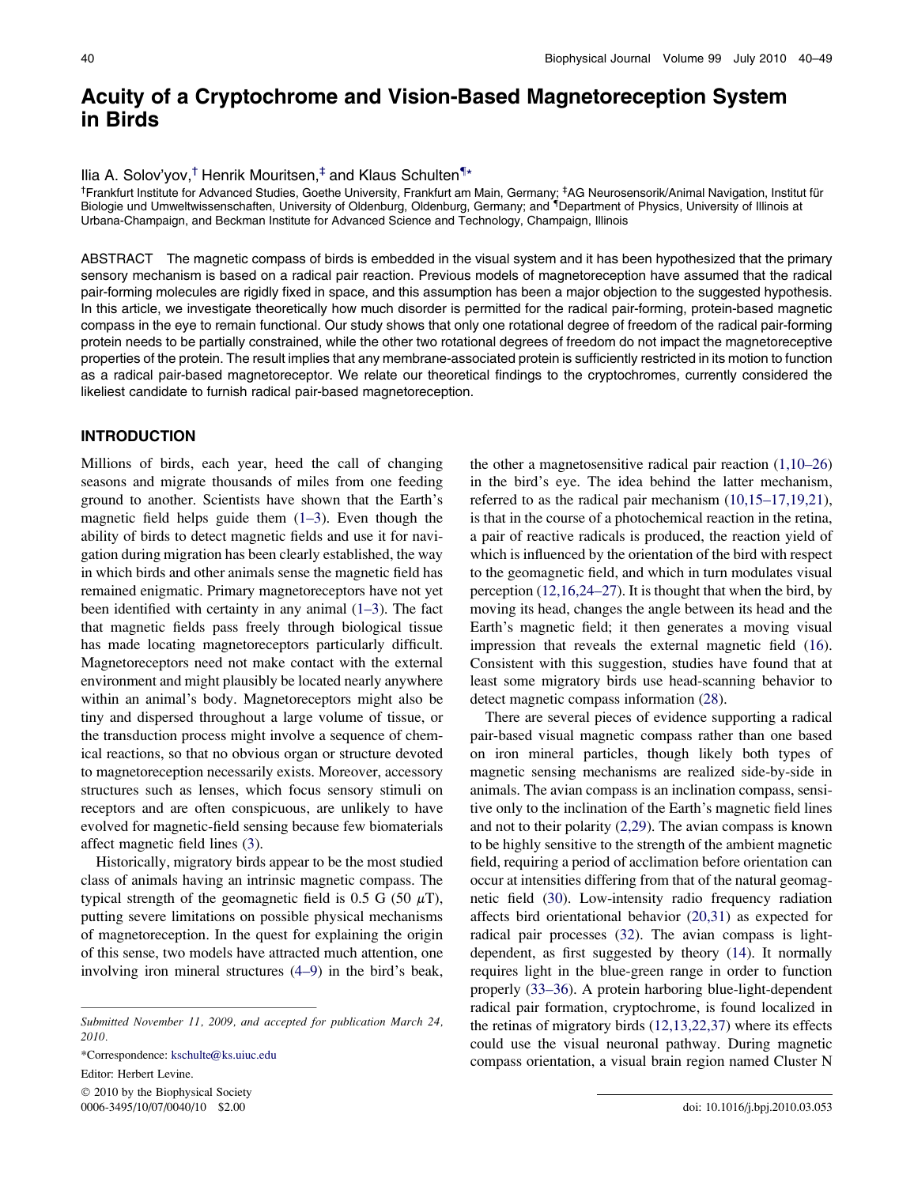# Acuity of a Cryptochrome and Vision-Based Magnetoreception System in Birds

Ilia A. Solov'yov,[†] Henrik Mouritsen,[‡] and Klaus Schulten[¶*]

[†]Frankfurt Institute for Advanced Studies, Goethe University, Frankfurt am Main, Germany; [‡]AG Neurosensorik/Animal Navigation, Institut für Biologie und Umweltwissenschaften, University of Oldenburg, Oldenburg, Germany; and [¶]Department of Physics, University of Illinois at Urbana-Champaign, and Beckman Institute for Advanced Science and Technology, Champaign, Illinois

ABSTRACT The magnetic compass of birds is embedded in the visual system and it has been hypothesized that the primary sensory mechanism is based on a radical pair reaction. Previous models of magnetoreception have assumed that the radical pair-forming molecules are rigidly fixed in space, and this assumption has been a major objection to the suggested hypothesis. In this article, we investigate theoretically how much disorder is permitted for the radical pair-forming, protein-based magnetic compass in the eye to remain functional. Our study shows that only one rotational degree of freedom of the radical pair-forming protein needs to be partially constrained, while the other two rotational degrees of freedom do not impact the magnetoreceptive properties of the protein. The result implies that any membrane-associated protein is sufficiently restricted in its motion to function as a radical pair-based magnetoreceptor. We relate our theoretical findings to the cryptochromes, currently considered the likeliest candidate to furnish radical pair-based magnetoreception.

## INTRODUCTION

Millions of birds, each year, heed the call of changing seasons and migrate thousands of miles from one feeding ground to another. Scientists have shown that the Earth's magnetic field helps guide them (1–3). Even though the ability of birds to detect magnetic fields and use it for navigation during migration has been clearly established, the way in which birds and other animals sense the magnetic field has remained enigmatic. Primary magnetoreceptors have not yet been identified with certainty in any animal (1–3). The fact that magnetic fields pass freely through biological tissue has made locating magnetoreceptors particularly difficult. Magnetoreceptors need not make contact with the external environment and might plausibly be located nearly anywhere within an animal's body. Magnetoreceptors might also be tiny and dispersed throughout a large volume of tissue, or the transduction process might involve a sequence of chemical reactions, so that no obvious organ or structure devoted to magnetoreception necessarily exists. Moreover, accessory structures such as lenses, which focus sensory stimuli on receptors and are often conspicuous, are unlikely to have evolved for magnetic-field sensing because few biomaterials affect magnetic field lines (3).

Historically, migratory birds appear to be the most studied class of animals having an intrinsic magnetic compass. The typical strength of the geomagnetic field is 0.5 G (50 $\mu$T), putting severe limitations on possible physical mechanisms of magnetoreception. In the quest for explaining the origin of this sense, two models have attracted much attention, one involving iron mineral structures (4–9) in the bird's beak, the other a magnetosensitive radical pair reaction (1,10–26) in the bird's eye. The idea behind the latter mechanism, referred to as the radical pair mechanism (10,15–17,19,21), is that in the course of a photochemical reaction in the retina, a pair of reactive radicals is produced, the reaction yield of which is influenced by the orientation of the bird with respect to the geomagnetic field, and which in turn modulates visual perception (12,16,24–27). It is thought that when the bird, by moving its head, changes the angle between its head and the Earth's magnetic field; it then generates a moving visual impression that reveals the external magnetic field (16). Consistent with this suggestion, studies have found that at least some migratory birds use head-scanning behavior to detect magnetic compass information (28).

There are several pieces of evidence supporting a radical pair-based visual magnetic compass rather than one based on iron mineral particles, though likely both types of magnetic sensing mechanisms are realized side-by-side in animals. The avian compass is an inclination compass, sensitive only to the inclination of the Earth's magnetic field lines and not to their polarity (2,29). The avian compass is known to be highly sensitive to the strength of the ambient magnetic field, requiring a period of acclimation before orientation can occur at intensities differing from that of the natural geomagnetic field (30). Low-intensity radio frequency radiation affects bird orientational behavior (20,31) as expected for radical pair processes (32). The avian compass is light-dependent, as first suggested by theory (14). It normally requires light in the blue-green range in order to function properly (33–36). A protein harboring blue-light-dependent radical pair formation, cryptochrome, is found localized in the retinas of migratory birds (12,13,22,37) where its effects could use the visual neuronal pathway. During magnetic compass orientation, a visual brain region named Cluster N

Submitted November 11, 2009, and accepted for publication March 24, 2010.

*Correspondence: kschulte@ks.uiuc.edu

Editor: Herbert Levine.

© 2010 by the Biophysical Society
0006-3495/10/07/0040/10 $2.00

doi: 10.1016/j.bpj.2010.03.053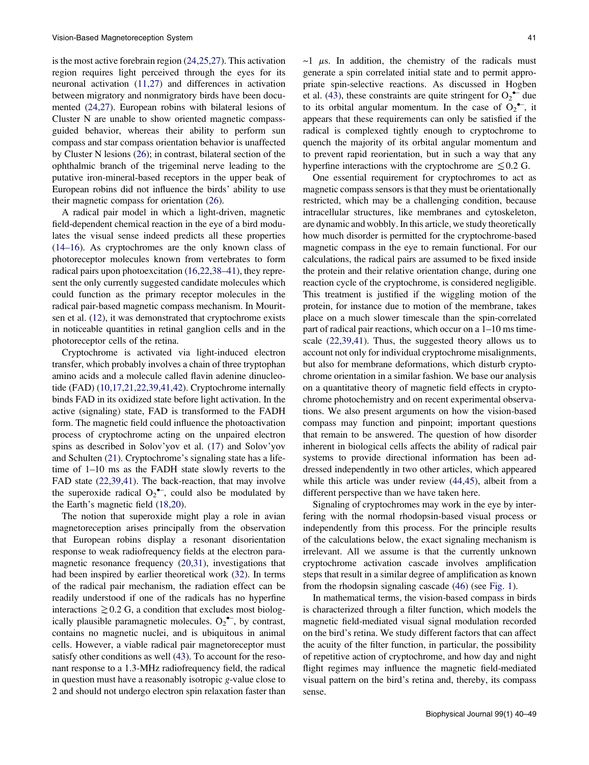is the most active forebrain region (24,25,27). This activation region requires light perceived through the eyes for its neuronal activation (11,27) and differences in activation between migratory and nonmigratory birds have been documented (24,27). European robins with bilateral lesions of Cluster N are unable to show oriented magnetic compass-guided behavior, whereas their ability to perform sun compass and star compass orientation behavior is unaffected by Cluster N lesions (26); in contrast, bilateral section of the ophthalmic branch of the trigeminal nerve leading to the putative iron-mineral-based receptors in the upper beak of European robins did not influence the birds' ability to use their magnetic compass for orientation (26).

A radical pair model in which a light-driven, magnetic field-dependent chemical reaction in the eye of a bird modulates the visual sense indeed predicts all these properties (14–16). As cryptochromes are the only known class of photoreceptor molecules known from vertebrates to form radical pairs upon photoexcitation (16,22,38–41), they represent the only currently suggested candidate molecules which could function as the primary receptor molecules in the radical pair-based magnetic compass mechanism. In Mouritsen et al. (12), it was demonstrated that cryptochrome exists in noticeable quantities in retinal ganglion cells and in the photoreceptor cells of the retina.

Cryptochrome is activated via light-induced electron transfer, which probably involves a chain of three tryptophan amino acids and a molecule called flavin adenine dinucleotide (FAD) (10,17,21,22,39,41,42). Cryptochrome internally binds FAD in its oxidized state before light activation. In the active (signaling) state, FAD is transformed to the FADH form. The magnetic field could influence the photoactivation process of cryptochrome acting on the unpaired electron spins as described in Solov'yov et al. (17) and Solov'yov and Schulten (21). Cryptochrome's signaling state has a lifetime of 1–10 ms as the FADH state slowly reverts to the FAD state (22,39,41). The back-reaction, that may involve the superoxide radical $O_2^{\bullet-}$, could also be modulated by the Earth's magnetic field (18,20).

The notion that superoxide might play a role in avian magnetoreception arises principally from the observation that European robins display a resonant disorientation response to weak radiofrequency fields at the electron paramagnetic resonance frequency (20,31), investigations that had been inspired by earlier theoretical work (32). In terms of the radical pair mechanism, the radiation effect can be readily understood if one of the radicals has no hyperfine interactions $\gtrsim 0.2$ G, a condition that excludes most biologically plausible paramagnetic molecules. $O_2^{\bullet-}$, by contrast, contains no magnetic nuclei, and is ubiquitous in animal cells. However, a viable radical pair magnetoreceptor must satisfy other conditions as well (43). To account for the resonant response to a 1.3-MHz radiofrequency field, the radical in question must have a reasonably isotropic $g$-value close to 2 and should not undergo electron spin relaxation faster than ~1 $\mu$s. In addition, the chemistry of the radicals must generate a spin correlated initial state and to permit appropriate spin-selective reactions. As discussed in Hogben et al. (43), these constraints are quite stringent for $O_2^{\bullet-}$ due to its orbital angular momentum. In the case of $O_2^{\bullet-}$, it appears that these requirements can only be satisfied if the radical is complexed tightly enough to cryptochrome to quench the majority of its orbital angular momentum and to prevent rapid reorientation, but in such a way that any hyperfine interactions with the cryptochrome are $\lesssim 0.2$ G.

One essential requirement for cryptochromes to act as magnetic compass sensors is that they must be orientationally restricted, which may be a challenging condition, because intracellular structures, like membranes and cytoskeleton, are dynamic and wobbly. In this article, we study theoretically how much disorder is permitted for the cryptochrome-based magnetic compass in the eye to remain functional. For our calculations, the radical pairs are assumed to be fixed inside the protein and their relative orientation change, during one reaction cycle of the cryptochrome, is considered negligible. This treatment is justified if the wiggling motion of the protein, for instance due to motion of the membrane, takes place on a much slower timescale than the spin-correlated part of radical pair reactions, which occur on a 1–10 ms timescale (22,39,41). Thus, the suggested theory allows us to account not only for individual cryptochrome misalignments, but also for membrane deformations, which disturb cryptochrome orientation in a similar fashion. We base our analysis on a quantitative theory of magnetic field effects in cryptochrome photochemistry and on recent experimental observations. We also present arguments on how the vision-based compass may function and pinpoint; important questions that remain to be answered. The question of how disorder inherent in biological cells affects the ability of radical pair systems to provide directional information has been addressed independently in two other articles, which appeared while this article was under review (44,45), albeit from a different perspective than we have taken here.

Signaling of cryptochromes may work in the eye by interfering with the normal rhodopsin-based visual process or independently from this process. For the principle results of the calculations below, the exact signaling mechanism is irrelevant. All we assume is that the currently unknown cryptochrome activation cascade involves amplification steps that result in a similar degree of amplification as known from the rhodopsin signaling cascade (46) (see Fig. 1).

In mathematical terms, the vision-based compass in birds is characterized through a filter function, which models the magnetic field-mediated visual signal modulation recorded on the bird's retina. We study different factors that can affect the acuity of the filter function, in particular, the possibility of repetitive action of cryptochrome, and how day and night flight regimes may influence the magnetic field-mediated visual pattern on the bird's retina and, thereby, its compass sense.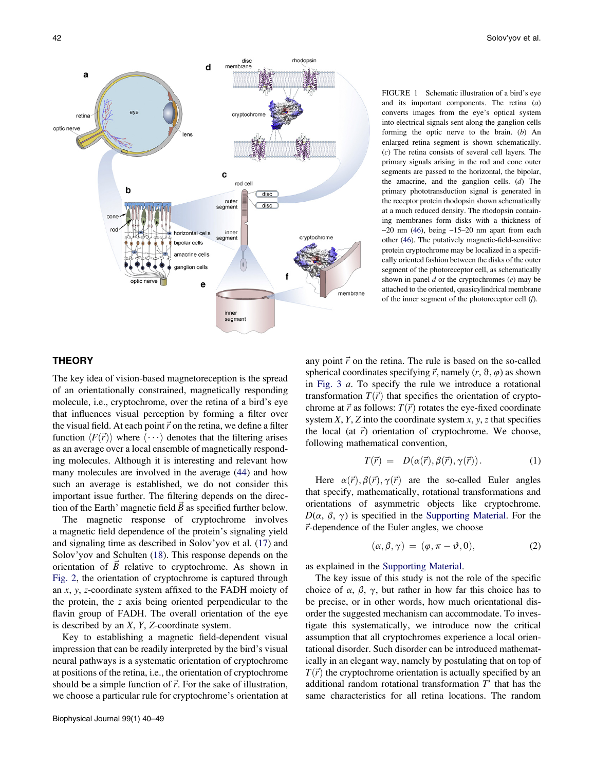FIGURE 1 Schematic illustration of a bird's eye and its important components. The retina (*a*) converts images from the eye's optical system into electrical signals sent along the ganglion cells forming the optic nerve to the brain. (*b*) An enlarged retina segment is shown schematically. (*c*) The retina consists of several cell layers. The primary signals arising in the rod and cone outer segments are passed to the horizontal, the bipolar, the amacrine, and the ganglion cells. (*d*) The primary phototransduction signal is generated in the receptor protein rhodopsin shown schematically at a much reduced density. The rhodopsin containing membranes form disks with a thickness of ~20 nm (46), being ~15–20 nm apart from each other (46). The putatively magnetic-field-sensitive protein cryptochrome may be localized in a specifically oriented fashion between the disks of the outer segment of the photoreceptor cell, as schematically shown in panel *d* or the cryptochromes (*e*) may be attached to the oriented, quasicylindrical membrane of the inner segment of the photoreceptor cell (*f*).

## THEORY

The key idea of vision-based magnetoreception is the spread of an orientationally constrained, magnetically responding molecule, i.e., cryptochrome, over the retina of a bird's eye that influences visual perception by forming a filter over the visual field. At each point $\vec{r}$ on the retina, we define a filter function $\langle F(\vec{r})\rangle$ where $\langle \cdots \rangle$ denotes that the filtering arises as an average over a local ensemble of magnetically responding molecules. Although it is interesting and relevant how many molecules are involved in the average (44) and how such an average is established, we do not consider this important issue further. The filtering depends on the direction of the Earth' magnetic field $\vec{B}$ as specified further below.

The magnetic response of cryptochrome involves a magnetic field dependence of the protein's signaling yield and signaling time as described in Solov'yov et al. (17) and Solov'yov and Schulten (18). This response depends on the orientation of $\vec{B}$ relative to cryptochrome. As shown in Fig. 2, the orientation of cryptochrome is captured through an $x$, $y$, $z$-coordinate system affixed to the FADH moiety of the protein, the $z$ axis being oriented perpendicular to the flavin group of FADH. The overall orientation of the eye is described by an $X$, $Y$, $Z$-coordinate system.

Key to establishing a magnetic field-dependent visual impression that can be readily interpreted by the bird's visual neural pathways is a systematic orientation of cryptochrome at positions of the retina, i.e., the orientation of cryptochrome should be a simple function of $\vec{r}$. For the sake of illustration, we choose a particular rule for cryptochrome's orientation at any point $\vec{r}$ on the retina. The rule is based on the so-called spherical coordinates specifying $\vec{r}$, namely $(r, \vartheta, \varphi)$ as shown in Fig. 3 *a*. To specify the rule we introduce a rotational transformation $T(\vec{r})$ that specifies the orientation of cryptochrome at $\vec{r}$ as follows: $T(\vec{r})$ rotates the eye-fixed coordinate system $X$, $Y$, $Z$ into the coordinate system $x$, $y$, $z$ that specifies the local (at $\vec{r}$) orientation of cryptochrome. We choose, following mathematical convention,

$$T(\vec{r}) = D(\alpha(\vec{r}), \beta(\vec{r}), \gamma(\vec{r})). \tag{1}$$

Here $\alpha(\vec{r}), \beta(\vec{r}), \gamma(\vec{r})$ are the so-called Euler angles that specify, mathematically, rotational transformations and orientations of asymmetric objects like cryptochrome. $D(\alpha, \beta, \gamma)$ is specified in the Supporting Material. For the $\vec{r}$-dependence of the Euler angles, we choose

$$(\alpha, \beta, \gamma) = (\varphi, \pi - \vartheta, 0), \tag{2}$$

as explained in the Supporting Material.

The key issue of this study is not the role of the specific choice of $\alpha$, $\beta$, $\gamma$, but rather in how far this choice has to be precise, or in other words, how much orientational disorder the suggested mechanism can accommodate. To investigate this systematically, we introduce now the critical assumption that all cryptochromes experience a local orientational disorder. Such disorder can be introduced mathematically in an elegant way, namely by postulating that on top of $T(\vec{r})$ the cryptochrome orientation is actually specified by an additional random rotational transformation $T'$ that has the same characteristics for all retina locations. The random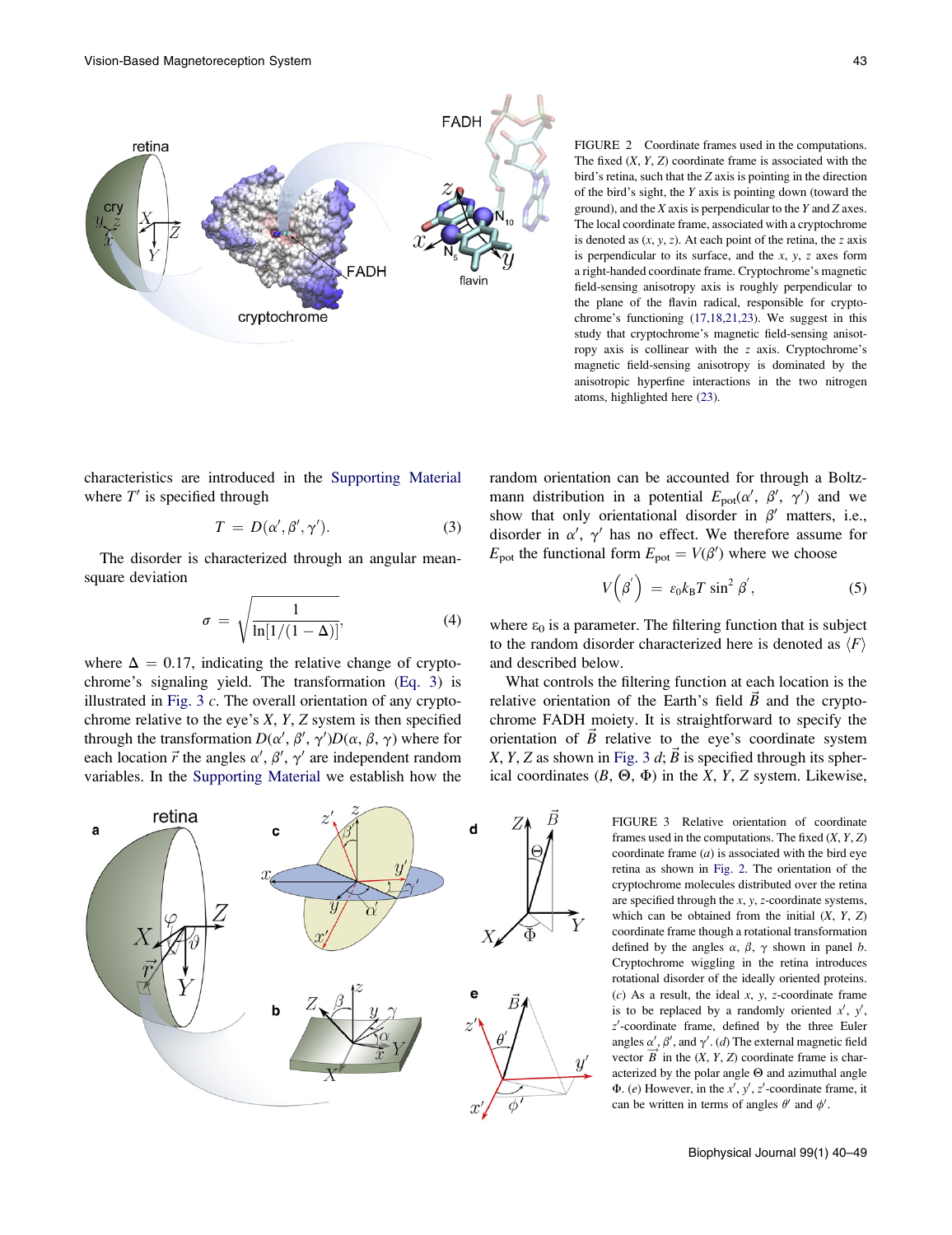FIGURE 2 Coordinate frames used in the computations. The fixed $(X, Y, Z)$ coordinate frame is associated with the bird's retina, such that the $Z$ axis is pointing in the direction of the bird's sight, the $Y$ axis is pointing down (toward the ground), and the $X$ axis is perpendicular to the $Y$ and $Z$ axes. The local coordinate frame, associated with a cryptochrome is denoted as $(x, y, z)$. At each point of the retina, the $z$ axis is perpendicular to its surface, and the $x$, $y$, $z$ axes form a right-handed coordinate frame. Cryptochrome's magnetic field-sensing anisotropy axis is roughly perpendicular to the plane of the flavin radical, responsible for cryptochrome's functioning (17,18,21,23). We suggest in this study that cryptochrome's magnetic field-sensing anisotropy axis is collinear with the $z$ axis. Cryptochrome's magnetic field-sensing anisotropy is dominated by the anisotropic hyperfine interactions in the two nitrogen atoms, highlighted here (23).

characteristics are introduced in the Supporting Material where $T'$ is specified through

$$T = D(\alpha', \beta', \gamma'). \tag{3}$$

The disorder is characterized through an angular mean-square deviation

$$\sigma = \sqrt{\frac{1}{\ln[1/(1-\Delta)]}}, \tag{4}$$

where $\Delta = 0.17$, indicating the relative change of cryptochrome's signaling yield. The transformation (Eq. 3) is illustrated in Fig. 3 *c*. The overall orientation of any cryptochrome relative to the eye's $X$, $Y$, $Z$ system is then specified through the transformation $D(\alpha', \beta', \gamma')D(\alpha, \beta, \gamma)$ where for each location $\vec{r}$ the angles $\alpha'$, $\beta'$, $\gamma'$ are independent random variables. In the Supporting Material we establish how the random orientation can be accounted for through a Boltzmann distribution in a potential $E_{pot}(\alpha', \beta', \gamma')$ and we show that only orientational disorder in $\beta'$ matters, i.e., disorder in $\alpha'$, $\gamma'$ has no effect. We therefore assume for $E_{pot}$ the functional form $E_{pot} = V(\beta')$ where we choose

$$V\left(\beta'\right) = \varepsilon_0 k_B T \sin^2 \beta', \tag{5}$$

where $\varepsilon_0$ is a parameter. The filtering function that is subject to the random disorder characterized here is denoted as $\langle F \rangle$ and described below.

What controls the filtering function at each location is the relative orientation of the Earth's field $\vec{B}$ and the cryptochrome FADH moiety. It is straightforward to specify the orientation of $\vec{B}$ relative to the eye's coordinate system $X$, $Y$, $Z$ as shown in Fig. 3 *d*; $\vec{B}$ is specified through its spherical coordinates $(B, \Theta, \Phi)$ in the $X$, $Y$, $Z$ system. Likewise,

FIGURE 3 Relative orientation of coordinate frames used in the computations. The fixed $(X, Y, Z)$ coordinate frame (*a*) is associated with the bird eye retina as shown in Fig. 2. The orientation of the cryptochrome molecules distributed over the retina are specified through the $x$, $y$, $z$-coordinate systems, which can be obtained from the initial $(X, Y, Z)$ coordinate frame though a rotational transformation defined by the angles $\alpha$, $\beta$, $\gamma$ shown in panel *b*. Cryptochrome wiggling in the retina introduces rotational disorder of the ideally oriented proteins. (*c*) As a result, the ideal $x$, $y$, $z$-coordinate frame is to be replaced by a randomly oriented $x'$, $y'$, $z'$-coordinate frame, defined by the three Euler angles $\alpha'$, $\beta'$, and $\gamma'$. (*d*) The external magnetic field vector $\vec{B}$ in the $(X, Y, Z)$ coordinate frame is characterized by the polar angle $\Theta$ and azimuthal angle $\Phi$. (*e*) However, in the $x'$, $y'$, $z'$-coordinate frame, it can be written in terms of angles $\theta'$ and $\phi'$.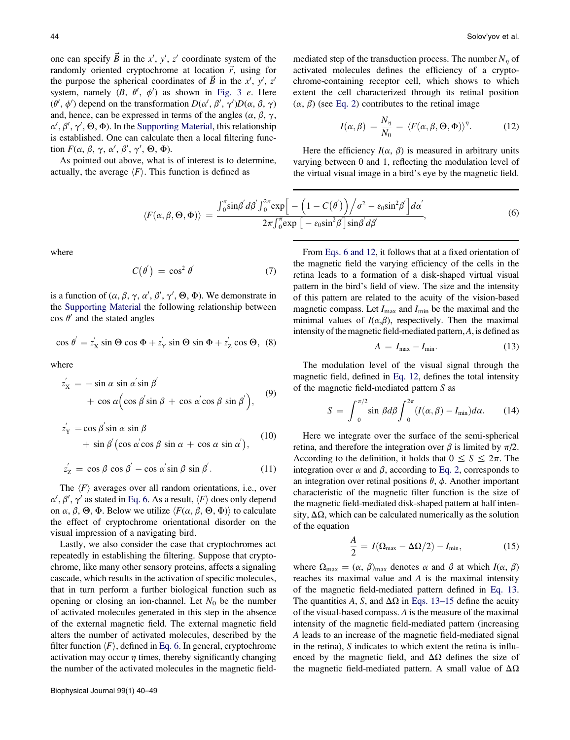one can specify $\vec{B}$ in the $x'$, $y'$, $z'$ coordinate system of the randomly oriented cryptochrome at location $\vec{r}$, using for the purpose the spherical coordinates of $\vec{B}$ in the $x'$, $y'$, $z'$ system, namely $(B, \theta', \phi')$ as shown in Fig. 3 *e*. Here $(\theta', \phi')$ depend on the transformation $D(\alpha', \beta', \gamma')D(\alpha, \beta, \gamma)$ and, hence, can be expressed in terms of the angles $(\alpha, \beta, \gamma, \alpha', \beta', \gamma', \Theta, \Phi)$. In the Supporting Material, this relationship is established. One can calculate then a local filtering function $F(\alpha, \beta, \gamma, \alpha', \beta', \gamma', \Theta, \Phi)$.

As pointed out above, what is of interest is to determine, actually, the average $\langle F \rangle$. This function is defined as

$$\langle F(\alpha, \beta, \Theta, \Phi) \rangle = \frac{\int_0^\pi \sin\beta' d\beta' \int_0^{2\pi} \exp\left[-\left(1 - C(\theta')\right)/\sigma^2 - \varepsilon_0 \sin^2\beta'\right] d\alpha'}{2\pi \int_0^\pi \exp\left[-\varepsilon_0 \sin^2\beta'\right] \sin\beta' d\beta'}, \tag{6}$$

where

$$C(\theta') = \cos^2\theta' \tag{7}$$

is a function of $(\alpha, \beta, \gamma, \alpha', \beta', \gamma', \Theta, \Phi)$. We demonstrate in the Supporting Material the following relationship between $\cos\theta'$ and the stated angles

$$\cos\theta' = z'_X \sin\Theta \cos\Phi + z'_Y \sin\Theta \sin\Phi + z'_Z \cos\Theta, \tag{8}$$

where

$$z'_X = -\sin\alpha \sin\alpha' \sin\beta' + \cos\alpha\left(\cos\beta' \sin\beta + \cos\alpha' \cos\beta \sin\beta'\right), \tag{9}$$

$$z'_Y = \cos\beta' \sin\alpha \sin\beta + \sin\beta'\left(\cos\alpha' \cos\beta \sin\alpha + \cos\alpha \sin\alpha'\right), \tag{10}$$

$$z'_Z = \cos\beta \cos\beta' - \cos\alpha' \sin\beta \sin\beta'. \tag{11}$$

The $\langle F \rangle$ averages over all random orientations, i.e., over $\alpha'$, $\beta'$, $\gamma'$ as stated in Eq. 6. As a result, $\langle F \rangle$ does only depend on $\alpha$, $\beta$, $\Theta$, $\Phi$. Below we utilize $\langle F(\alpha, \beta, \Theta, \Phi) \rangle$ to calculate the effect of cryptochrome orientational disorder on the visual impression of a navigating bird.

Lastly, we also consider the case that cryptochromes act repeatedly in establishing the filtering. Suppose that cryptochrome, like many other sensory proteins, affects a signaling cascade, which results in the activation of specific molecules, that in turn perform a further biological function such as opening or closing an ion-channel. Let $N_0$ be the number of activated molecules generated in this step in the absence of the external magnetic field. The external magnetic field alters the number of activated molecules, described by the filter function $\langle F \rangle$, defined in Eq. 6. In general, cryptochrome activation may occur $\eta$ times, thereby significantly changing the number of the activated molecules in the magnetic field-mediated step of the transduction process. The number $N_\eta$ of activated molecules defines the efficiency of a cryptochrome-containing receptor cell, which shows to which extent the cell characterized through its retinal position $(\alpha, \beta)$ (see Eq. 2) contributes to the retinal image

$$I(\alpha, \beta) = \frac{N_\eta}{N_0} = \langle F(\alpha, \beta, \Theta, \Phi) \rangle^\eta. \tag{12}$$

Here the efficiency $I(\alpha, \beta)$ is measured in arbitrary units varying between 0 and 1, reflecting the modulation level of the virtual visual image in a bird's eye by the magnetic field.

From Eqs. 6 and 12, it follows that at a fixed orientation of the magnetic field the varying efficiency of the cells in the retina leads to a formation of a disk-shaped virtual visual pattern in the bird's field of view. The size and the intensity of this pattern are related to the acuity of the vision-based magnetic compass. Let $I_{max}$ and $I_{min}$ be the maximal and the minimal values of $I(\alpha,\beta)$, respectively. Then the maximal intensity of the magnetic field-mediated pattern, $A$, is defined as

$$A = I_{max} - I_{min}. \tag{13}$$

The modulation level of the visual signal through the magnetic field, defined in Eq. 12, defines the total intensity of the magnetic field-mediated pattern $S$ as

$$S = \int_0^{\pi/2} \sin\beta d\beta \int_0^{2\pi} (I(\alpha, \beta) - I_{min}) d\alpha. \tag{14}$$

Here we integrate over the surface of the semi-spherical retina, and therefore the integration over $\beta$ is limited by $\pi/2$. According to the definition, it holds that $0 \leq S \leq 2\pi$. The integration over $\alpha$ and $\beta$, according to Eq. 2, corresponds to an integration over retinal positions $\theta$, $\phi$. Another important characteristic of the magnetic filter function is the size of the magnetic field-mediated disk-shaped pattern at half intensity, $\Delta\Omega$, which can be calculated numerically as the solution of the equation

$$\frac{A}{2} = I(\Omega_{max} - \Delta\Omega/2) - I_{min}, \tag{15}$$

where $\Omega_{max} = (\alpha, \beta)_{max}$ denotes $\alpha$ and $\beta$ at which $I(\alpha, \beta)$ reaches its maximal value and $A$ is the maximal intensity of the magnetic field-mediated pattern defined in Eq. 13. The quantities $A$, $S$, and $\Delta\Omega$ in Eqs. 13–15 define the acuity of the visual-based compass. $A$ is the measure of the maximal intensity of the magnetic field-mediated pattern (increasing $A$ leads to an increase of the magnetic field-mediated signal in the retina), $S$ indicates to which extent the retina is influenced by the magnetic field, and $\Delta\Omega$ defines the size of the magnetic field-mediated pattern. A small value of $\Delta\Omega$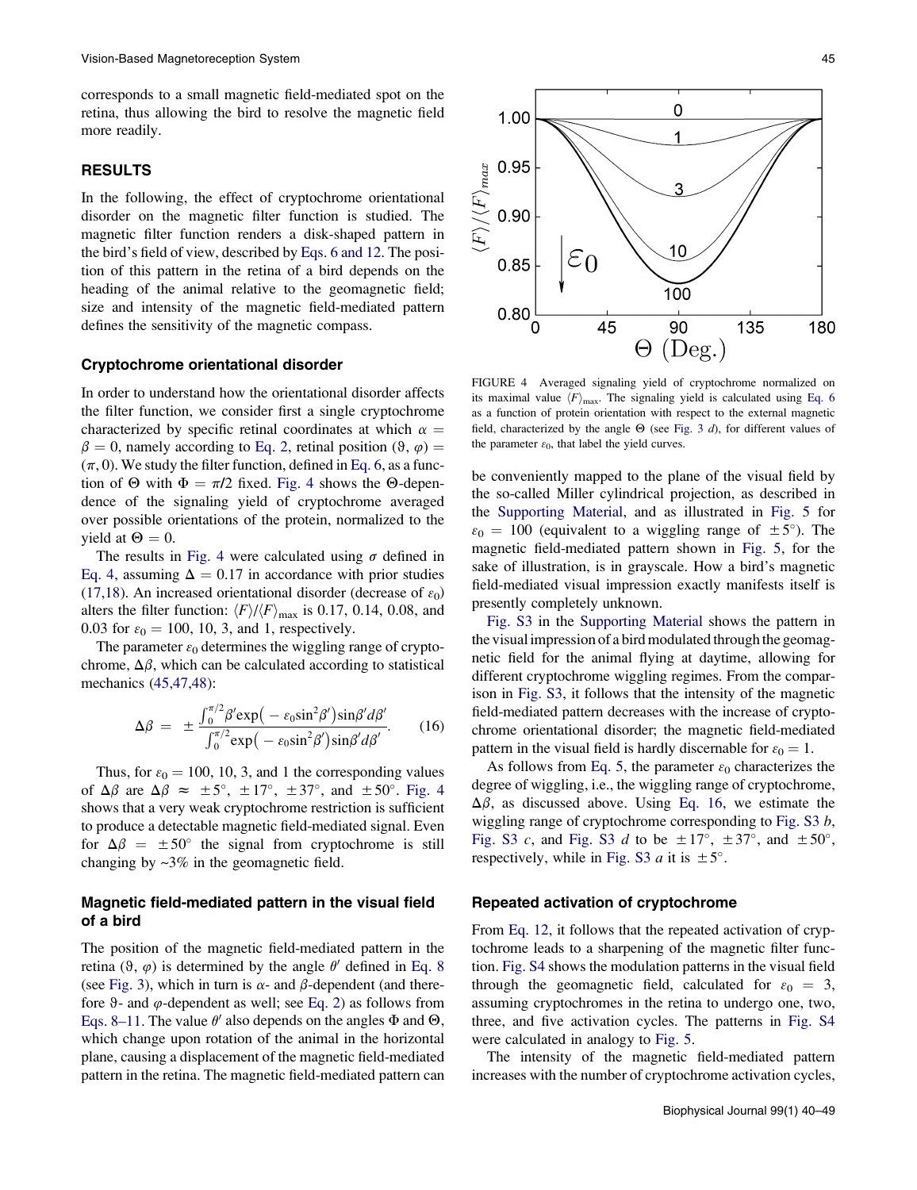corresponds to a small magnetic field-mediated spot on the retina, thus allowing the bird to resolve the magnetic field more readily.

## RESULTS

In the following, the effect of cryptochrome orientational disorder on the magnetic filter function is studied. The magnetic filter function renders a disk-shaped pattern in the bird's field of view, described by Eqs. 6 and 12. The position of this pattern in the retina of a bird depends on the heading of the animal relative to the geomagnetic field; size and intensity of the magnetic field-mediated pattern defines the sensitivity of the magnetic compass.

### Cryptochrome orientational disorder

In order to understand how the orientational disorder affects the filter function, we consider first a single cryptochrome characterized by specific retinal coordinates at which $\alpha = \beta = 0$, namely according to Eq. 2, retinal position $(\vartheta, \varphi) = (\pi, 0)$. We study the filter function, defined in Eq. 6, as a function of $\Theta$ with $\Phi = \pi/2$ fixed. Fig. 4 shows the $\Theta$-dependence of the signaling yield of cryptochrome averaged over possible orientations of the protein, normalized to the yield at $\Theta = 0$.

The results in Fig. 4 were calculated using $\sigma$ defined in Eq. 4, assuming $\Delta = 0.17$ in accordance with prior studies (17,18). An increased orientational disorder (decrease of $\varepsilon_0$) alters the filter function: $\langle F \rangle / \langle F \rangle_{\max}$ is 0.17, 0.14, 0.08, and 0.03 for $\varepsilon_0 = 100$, 10, 3, and 1, respectively.

The parameter $\varepsilon_0$ determines the wiggling range of cryptochrome, $\Delta\beta$, which can be calculated according to statistical mechanics (45,47,48):

$$\Delta\beta = \pm \frac{\int_0^{\pi/2} \beta' \exp\left(-\varepsilon_0 \sin^2\beta'\right) \sin\beta' d\beta'}{\int_0^{\pi/2} \exp\left(-\varepsilon_0 \sin^2\beta'\right) \sin\beta' d\beta'}. \quad (16)$$

Thus, for $\varepsilon_0 = 100$, 10, 3, and 1 the corresponding values of $\Delta\beta$ are $\Delta\beta \approx \pm 5^\circ$, $\pm 17^\circ$, $\pm 37^\circ$, and $\pm 50^\circ$. Fig. 4 shows that a very weak cryptochrome restriction is sufficient to produce a detectable magnetic field-mediated signal. Even for $\Delta\beta = \pm 50^\circ$ the signal from cryptochrome is still changing by ~3% in the geomagnetic field.

FIGURE 4 Averaged signaling yield of cryptochrome normalized on its maximal value $\langle F \rangle_{\max}$. The signaling yield is calculated using Eq. 6 as a function of protein orientation with respect to the external magnetic field, characterized by the angle $\Theta$ (see Fig. 3 *d*), for different values of the parameter $\varepsilon_0$, that label the yield curves.

### Magnetic field-mediated pattern in the visual field of a bird

The position of the magnetic field-mediated pattern in the retina $(\vartheta, \varphi)$ is determined by the angle $\theta'$ defined in Eq. 8 (see Fig. 3), which in turn is $\alpha$- and $\beta$-dependent (and therefore $\vartheta$- and $\varphi$-dependent as well; see Eq. 2) as follows from Eqs. 8–11. The value $\theta'$ also depends on the angles $\Phi$ and $\Theta$, which change upon rotation of the animal in the horizontal plane, causing a displacement of the magnetic field-mediated pattern in the retina. The magnetic field-mediated pattern can be conveniently mapped to the plane of the visual field by the so-called Miller cylindrical projection, as described in the Supporting Material, and as illustrated in Fig. 5 for $\varepsilon_0 = 100$ (equivalent to a wiggling range of $\pm 5^\circ$). The magnetic field-mediated pattern shown in Fig. 5, for the sake of illustration, is in grayscale. How a bird's magnetic field-mediated visual impression exactly manifests itself is presently completely unknown.

Fig. S3 in the Supporting Material shows the pattern in the visual impression of a bird modulated through the geomagnetic field for the animal flying at daytime, allowing for different cryptochrome wiggling regimes. From the comparison in Fig. S3, it follows that the intensity of the magnetic field-mediated pattern decreases with the increase of cryptochrome orientational disorder; the magnetic field-mediated pattern in the visual field is hardly discernable for $\varepsilon_0 = 1$.

As follows from Eq. 5, the parameter $\varepsilon_0$ characterizes the degree of wiggling, i.e., the wiggling range of cryptochrome, $\Delta\beta$, as discussed above. Using Eq. 16, we estimate the wiggling range of cryptochrome corresponding to Fig. S3 *b*, Fig. S3 *c*, and Fig. S3 *d* to be $\pm 17^\circ$, $\pm 37^\circ$, and $\pm 50^\circ$, respectively, while in Fig. S3 *a* it is $\pm 5^\circ$.

### Repeated activation of cryptochrome

From Eq. 12, it follows that the repeated activation of cryptochrome leads to a sharpening of the magnetic filter function. Fig. S4 shows the modulation patterns in the visual field through the geomagnetic field, calculated for $\varepsilon_0 = 3$, assuming cryptochromes in the retina to undergo one, two, three, and five activation cycles. The patterns in Fig. S4 were calculated in analogy to Fig. 5.

The intensity of the magnetic field-mediated pattern increases with the number of cryptochrome activation cycles,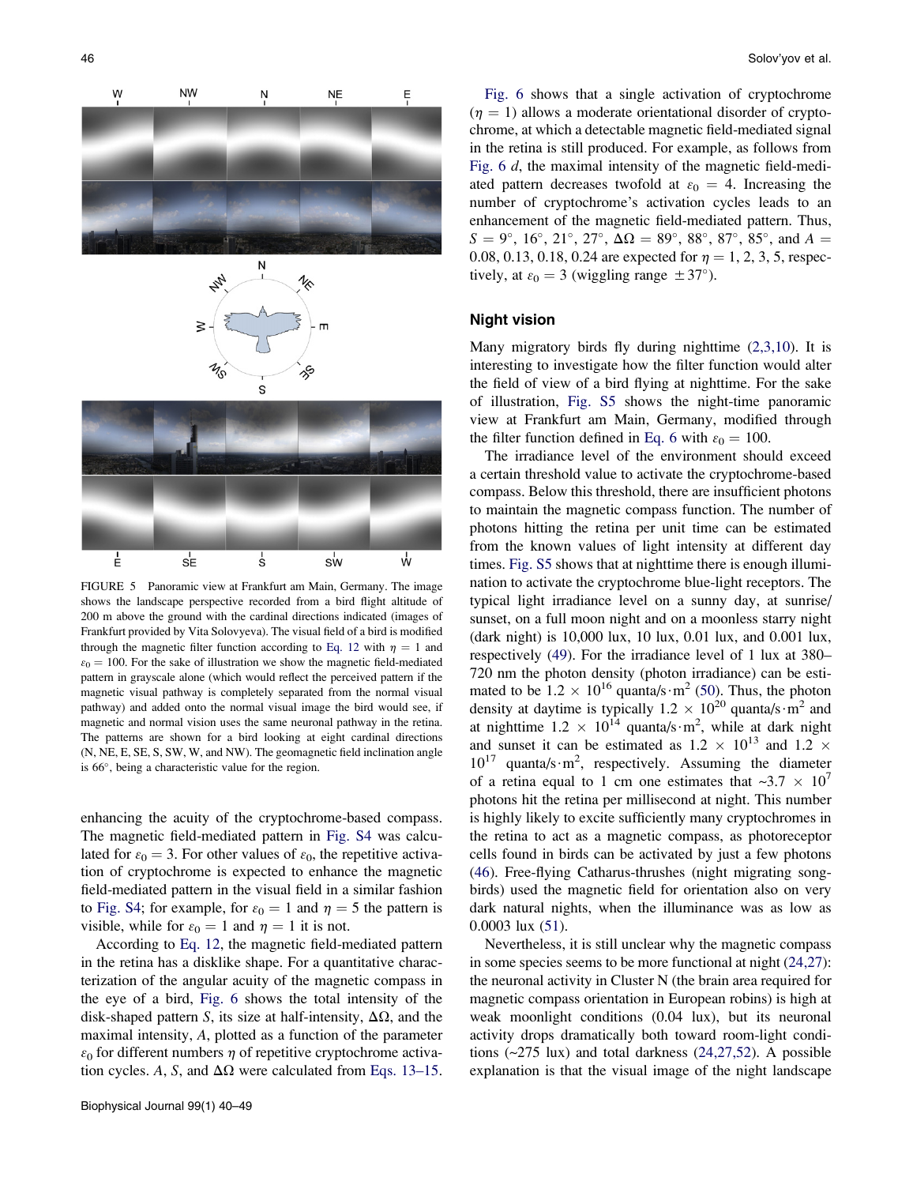FIGURE 5 Panoramic view at Frankfurt am Main, Germany. The image shows the landscape perspective recorded from a bird flight altitude of 200 m above the ground with the cardinal directions indicated (images of Frankfurt provided by Vita Solovyeva). The visual field of a bird is modified through the magnetic filter function according to Eq. 12 with $\eta = 1$ and $\varepsilon_0 = 100$. For the sake of illustration we show the magnetic field-mediated pattern in grayscale alone (which would reflect the perceived pattern if the magnetic visual pathway is completely separated from the normal visual pathway) and added onto the normal visual image the bird would see, if magnetic and normal vision uses the same neuronal pathway in the retina. The patterns are shown for a bird looking at eight cardinal directions (N, NE, E, SE, S, SW, W, and NW). The geomagnetic field inclination angle is 66°, being a characteristic value for the region.

enhancing the acuity of the cryptochrome-based compass. The magnetic field-mediated pattern in Fig. S4 was calculated for $\varepsilon_0 = 3$. For other values of $\varepsilon_0$, the repetitive activation of cryptochrome is expected to enhance the magnetic field-mediated pattern in the visual field in a similar fashion to Fig. S4; for example, for $\varepsilon_0 = 1$ and $\eta = 5$ the pattern is visible, while for $\varepsilon_0 = 1$ and $\eta = 1$ it is not.

According to Eq. 12, the magnetic field-mediated pattern in the retina has a disklike shape. For a quantitative characterization of the angular acuity of the magnetic compass in the eye of a bird, Fig. 6 shows the total intensity of the disk-shaped pattern $S$, its size at half-intensity, $\Delta\Omega$, and the maximal intensity, $A$, plotted as a function of the parameter $\varepsilon_0$ for different numbers $\eta$ of repetitive cryptochrome activation cycles. $A$, $S$, and $\Delta\Omega$ were calculated from Eqs. 13–15.

Fig. 6 shows that a single activation of cryptochrome ($\eta = 1$) allows a moderate orientational disorder of cryptochrome, at which a detectable magnetic field-mediated signal in the retina is still produced. For example, as follows from Fig. 6 *d*, the maximal intensity of the magnetic field-mediated pattern decreases twofold at $\varepsilon_0 = 4$. Increasing the number of cryptochrome's activation cycles leads to an enhancement of the magnetic field-mediated pattern. Thus, $S = 9°, 16°, 21°, 27°$, $\Delta\Omega = 89°, 88°, 87°, 85°$, and $A = 0.08, 0.13, 0.18, 0.24$ are expected for $\eta = 1, 2, 3, 5$, respectively, at $\varepsilon_0 = 3$ (wiggling range $\pm 37°$).

## Night vision

Many migratory birds fly during nighttime (2,3,10). It is interesting to investigate how the filter function would alter the field of view of a bird flying at nighttime. For the sake of illustration, Fig. S5 shows the night-time panoramic view at Frankfurt am Main, Germany, modified through the filter function defined in Eq. 6 with $\varepsilon_0 = 100$.

The irradiance level of the environment should exceed a certain threshold value to activate the cryptochrome-based compass. Below this threshold, there are insufficient photons to maintain the magnetic compass function. The number of photons hitting the retina per unit time can be estimated from the known values of light intensity at different day times. Fig. S5 shows that at nighttime there is enough illumination to activate the cryptochrome blue-light receptors. The typical light irradiance level on a sunny day, at sunrise/sunset, on a full moon night and on a moonless starry night (dark night) is 10,000 lux, 10 lux, 0.01 lux, and 0.001 lux, respectively (49). For the irradiance level of 1 lux at 380–720 nm the photon density (photon irradiance) can be estimated to be $1.2 \times 10^{16}$ quanta/s$\cdot$m$^2$ (50). Thus, the photon density at daytime is typically $1.2 \times 10^{20}$ quanta/s$\cdot$m$^2$ and at nighttime $1.2 \times 10^{14}$ quanta/s$\cdot$m$^2$, while at dark night and sunset it can be estimated as $1.2 \times 10^{13}$ and $1.2 \times 10^{17}$ quanta/s$\cdot$m$^2$, respectively. Assuming the diameter of a retina equal to 1 cm one estimates that ~$3.7 \times 10^7$ photons hit the retina per millisecond at night. This number is highly likely to excite sufficiently many cryptochromes in the retina to act as a magnetic compass, as photoreceptor cells found in birds can be activated by just a few photons (46). Free-flying Catharus-thrushes (night migrating songbirds) used the magnetic field for orientation also on very dark natural nights, when the illuminance was as low as 0.0003 lux (51).

Nevertheless, it is still unclear why the magnetic compass in some species seems to be more functional at night (24,27): the neuronal activity in Cluster N (the brain area required for magnetic compass orientation in European robins) is high at weak moonlight conditions (0.04 lux), but its neuronal activity drops dramatically both toward room-light conditions (~275 lux) and total darkness (24,27,52). A possible explanation is that the visual image of the night landscape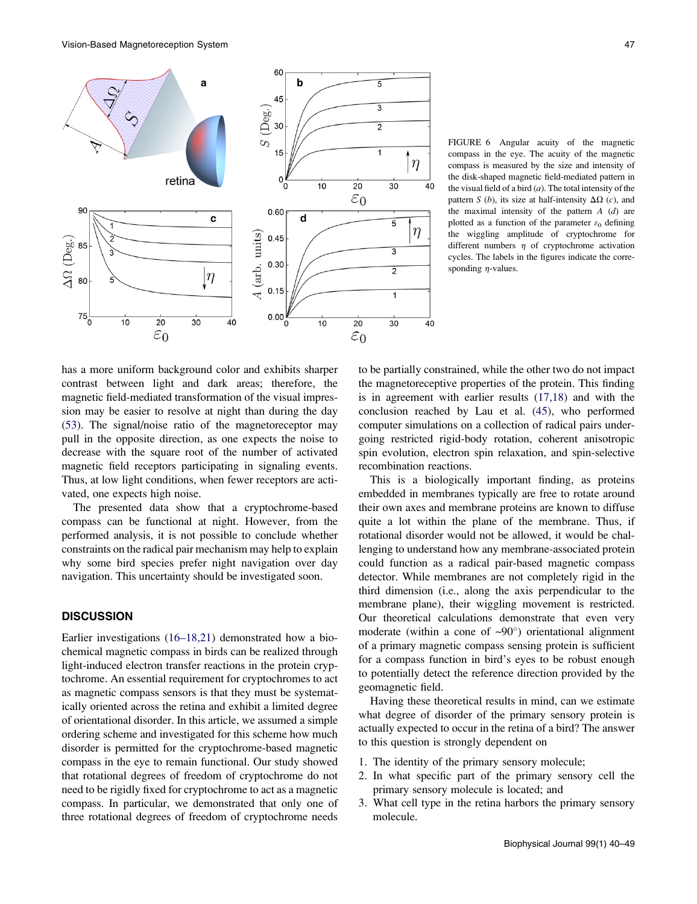a

A

ΔΩ

S

retina

b

60

45

30

15

0

S (Deg.)

0 10 20 30 40

$\varepsilon_0$

5

3

2

1

$\eta$

c

90

85

80

75

ΔΩ (Deg.)

0 10 20 30 40

$\varepsilon_0$

1

2

3

5

$\eta$

d

0.60

0.45

0.30

0.15

0.00

A (arb. units)

0 10 20 30 40

$\varepsilon_0$

5

3

2

1

$\eta$

FIGURE 6 Angular acuity of the magnetic compass in the eye. The acuity of the magnetic compass is measured by the size and intensity of the disk-shaped magnetic field-mediated pattern in the visual field of a bird (*a*). The total intensity of the pattern $S$ (*b*), its size at half-intensity $\Delta\Omega$ (*c*), and the maximal intensity of the pattern $A$ (*d*) are plotted as a function of the parameter $\varepsilon_0$ defining the wiggling amplitude of cryptochrome for different numbers $\eta$ of cryptochrome activation cycles. The labels in the figures indicate the corresponding $\eta$-values.

has a more uniform background color and exhibits sharper contrast between light and dark areas; therefore, the magnetic field-mediated transformation of the visual impression may be easier to resolve at night than during the day (53). The signal/noise ratio of the magnetoreceptor may pull in the opposite direction, as one expects the noise to decrease with the square root of the number of activated magnetic field receptors participating in signaling events. Thus, at low light conditions, when fewer receptors are activated, one expects high noise.

The presented data show that a cryptochrome-based compass can be functional at night. However, from the performed analysis, it is not possible to conclude whether constraints on the radical pair mechanism may help to explain why some bird species prefer night navigation over day navigation. This uncertainty should be investigated soon.

## DISCUSSION

Earlier investigations (16–18,21) demonstrated how a biochemical magnetic compass in birds can be realized through light-induced electron transfer reactions in the protein cryptochrome. An essential requirement for cryptochromes to act as magnetic compass sensors is that they must be systematically oriented across the retina and exhibit a limited degree of orientational disorder. In this article, we assumed a simple ordering scheme and investigated for this scheme how much disorder is permitted for the cryptochrome-based magnetic compass in the eye to remain functional. Our study showed that rotational degrees of freedom of cryptochrome do not need to be rigidly fixed for cryptochrome to act as a magnetic compass. In particular, we demonstrated that only one of three rotational degrees of freedom of cryptochrome needs to be partially constrained, while the other two do not impact the magnetoreceptive properties of the protein. This finding is in agreement with earlier results (17,18) and with the conclusion reached by Lau et al. (45), who performed computer simulations on a collection of radical pairs undergoing restricted rigid-body rotation, coherent anisotropic spin evolution, electron spin relaxation, and spin-selective recombination reactions.

This is a biologically important finding, as proteins embedded in membranes typically are free to rotate around their own axes and membrane proteins are known to diffuse quite a lot within the plane of the membrane. Thus, if rotational disorder would not be allowed, it would be challenging to understand how any membrane-associated protein could function as a radical pair-based magnetic compass detector. While membranes are not completely rigid in the third dimension (i.e., along the axis perpendicular to the membrane plane), their wiggling movement is restricted. Our theoretical calculations demonstrate that even very moderate (within a cone of ~90°) orientational alignment of a primary magnetic compass sensing protein is sufficient for a compass function in bird's eyes to be robust enough to potentially detect the reference direction provided by the geomagnetic field.

Having these theoretical results in mind, can we estimate what degree of disorder of the primary sensory protein is actually expected to occur in the retina of a bird? The answer to this question is strongly dependent on

1. The identity of the primary sensory molecule;
2. In what specific part of the primary sensory cell the primary sensory molecule is located; and
3. What cell type in the retina harbors the primary sensory molecule.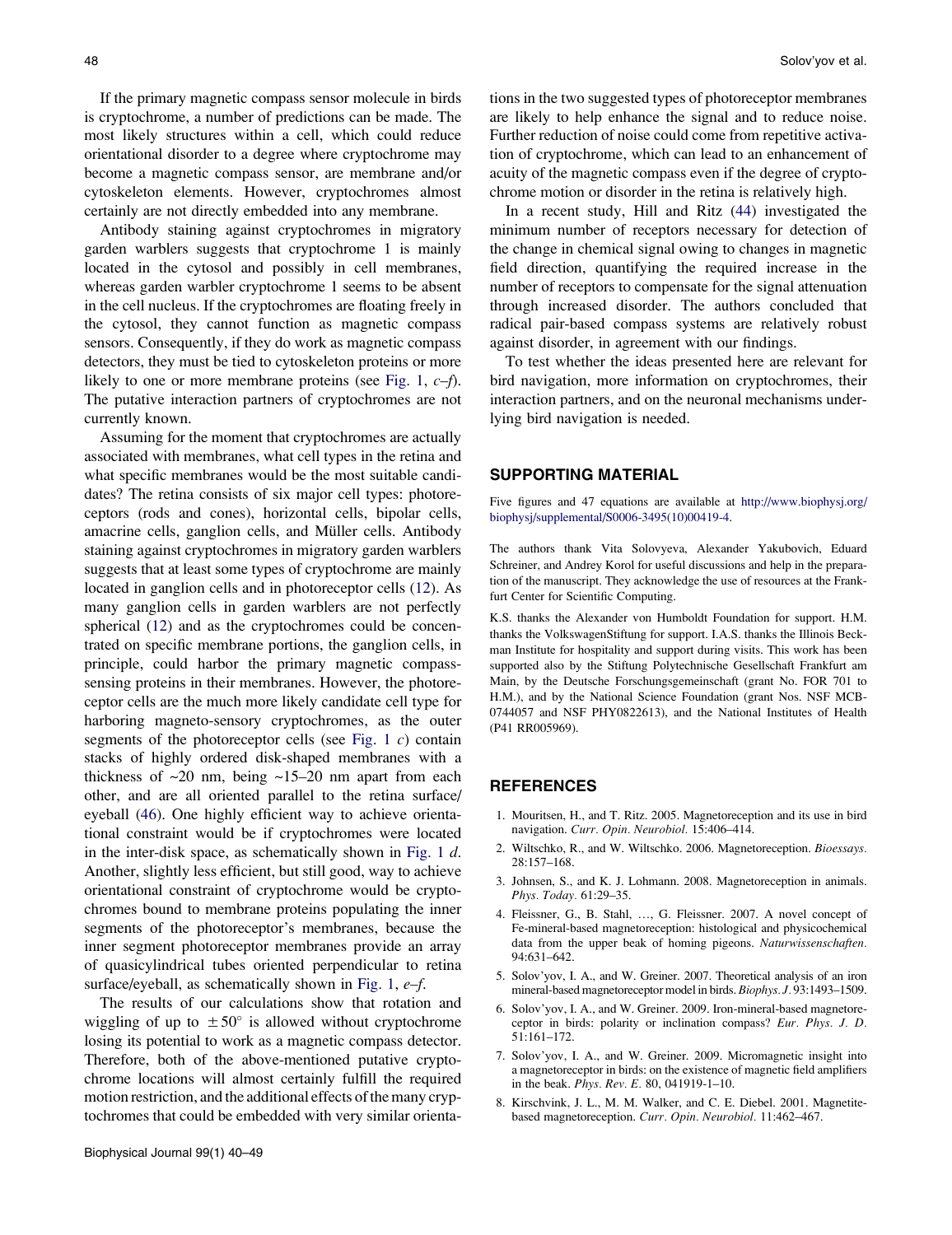If the primary magnetic compass sensor molecule in birds is cryptochrome, a number of predictions can be made. The most likely structures within a cell, which could reduce orientational disorder to a degree where cryptochrome may become a magnetic compass sensor, are membrane and/or cytoskeleton elements. However, cryptochromes almost certainly are not directly embedded into any membrane.

Antibody staining against cryptochromes in migratory garden warblers suggests that cryptochrome 1 is mainly located in the cytosol and possibly in cell membranes, whereas garden warbler cryptochrome 1 seems to be absent in the cell nucleus. If the cryptochromes are floating freely in the cytosol, they cannot function as magnetic compass sensors. Consequently, if they do work as magnetic compass detectors, they must be tied to cytoskeleton proteins or more likely to one or more membrane proteins (see Fig. 1, *c–f*). The putative interaction partners of cryptochromes are not currently known.

Assuming for the moment that cryptochromes are actually associated with membranes, what cell types in the retina and what specific membranes would be the most suitable candidates? The retina consists of six major cell types: photoreceptors (rods and cones), horizontal cells, bipolar cells, amacrine cells, ganglion cells, and Müller cells. Antibody staining against cryptochromes in migratory garden warblers suggests that at least some types of cryptochrome are mainly located in ganglion cells and in photoreceptor cells (12). As many ganglion cells in garden warblers are not perfectly spherical (12) and as the cryptochromes could be concentrated on specific membrane portions, the ganglion cells, in principle, could harbor the primary magnetic compass-sensing proteins in their membranes. However, the photoreceptor cells are the much more likely candidate cell type for harboring magneto-sensory cryptochromes, as the outer segments of the photoreceptor cells (see Fig. 1 *c*) contain stacks of highly ordered disk-shaped membranes with a thickness of ~20 nm, being ~15–20 nm apart from each other, and are all oriented parallel to the retina surface/eyeball (46). One highly efficient way to achieve orientational constraint would be if cryptochromes were located in the inter-disk space, as schematically shown in Fig. 1 *d*. Another, slightly less efficient, but still good, way to achieve orientational constraint of cryptochrome would be cryptochromes bound to membrane proteins populating the inner segments of the photoreceptor's membranes, because the inner segment photoreceptor membranes provide an array of quasicylindrical tubes oriented perpendicular to retina surface/eyeball, as schematically shown in Fig. 1, *e–f*.

The results of our calculations show that rotation and wiggling of up to $\pm 50^\circ$ is allowed without cryptochrome losing its potential to work as a magnetic compass detector. Therefore, both of the above-mentioned putative cryptochrome locations will almost certainly fulfill the required motion restriction, and the additional effects of the many cryptochromes that could be embedded with very similar orientations in the two suggested types of photoreceptor membranes are likely to help enhance the signal and to reduce noise. Further reduction of noise could come from repetitive activation of cryptochrome, which can lead to an enhancement of acuity of the magnetic compass even if the degree of cryptochrome motion or disorder in the retina is relatively high.

In a recent study, Hill and Ritz (44) investigated the minimum number of receptors necessary for detection of the change in chemical signal owing to changes in magnetic field direction, quantifying the required increase in the number of receptors to compensate for the signal attenuation through increased disorder. The authors concluded that radical pair-based compass systems are relatively robust against disorder, in agreement with our findings.

To test whether the ideas presented here are relevant for bird navigation, more information on cryptochromes, their interaction partners, and on the neuronal mechanisms underlying bird navigation is needed.

## SUPPORTING MATERIAL

Five figures and 47 equations are available at http://www.biophysj.org/biophysj/supplemental/S0006-3495(10)00419-4.

The authors thank Vita Solovyeva, Alexander Yakubovich, Eduard Schreiner, and Andrey Korol for useful discussions and help in the preparation of the manuscript. They acknowledge the use of resources at the Frankfurt Center for Scientific Computing.

K.S. thanks the Alexander von Humboldt Foundation for support. H.M. thanks the VolkswagenStiftung for support. I.A.S. thanks the Illinois Beckman Institute for hospitality and support during visits. This work has been supported also by the Stiftung Polytechnische Gesellschaft Frankfurt am Main, by the Deutsche Forschungsgemeinschaft (grant No. FOR 701 to H.M.), and by the National Science Foundation (grant Nos. NSF MCB-0744057 and NSF PHY0822613), and the National Institutes of Health (P41 RR005969).

## REFERENCES

1. Mouritsen, H., and T. Ritz. 2005. Magnetoreception and its use in bird navigation. *Curr. Opin. Neurobiol.* 15:406–414.
2. Wiltschko, R., and W. Wiltschko. 2006. Magnetoreception. *Bioessays.* 28:157–168.
3. Johnsen, S., and K. J. Lohmann. 2008. Magnetoreception in animals. *Phys. Today.* 61:29–35.
4. Fleissner, G., B. Stahl, …, G. Fleissner. 2007. A novel concept of Fe-mineral-based magnetoreception: histological and physicochemical data from the upper beak of homing pigeons. *Naturwissenschaften.* 94:631–642.
5. Solov'yov, I. A., and W. Greiner. 2007. Theoretical analysis of an iron mineral-based magnetoreceptor model in birds. *Biophys. J.* 93:1493–1509.
6. Solov'yov, I. A., and W. Greiner. 2009. Iron-mineral-based magnetoreceptor in birds: polarity or inclination compass? *Eur. Phys. J. D.* 51:161–172.
7. Solov'yov, I. A., and W. Greiner. 2009. Micromagnetic insight into a magnetoreceptor in birds: on the existence of magnetic field amplifiers in the beak. *Phys. Rev. E.* 80, 041919-1–10.
8. Kirschvink, J. L., M. M. Walker, and C. E. Diebel. 2001. Magnetite-based magnetoreception. *Curr. Opin. Neurobiol.* 11:462–467.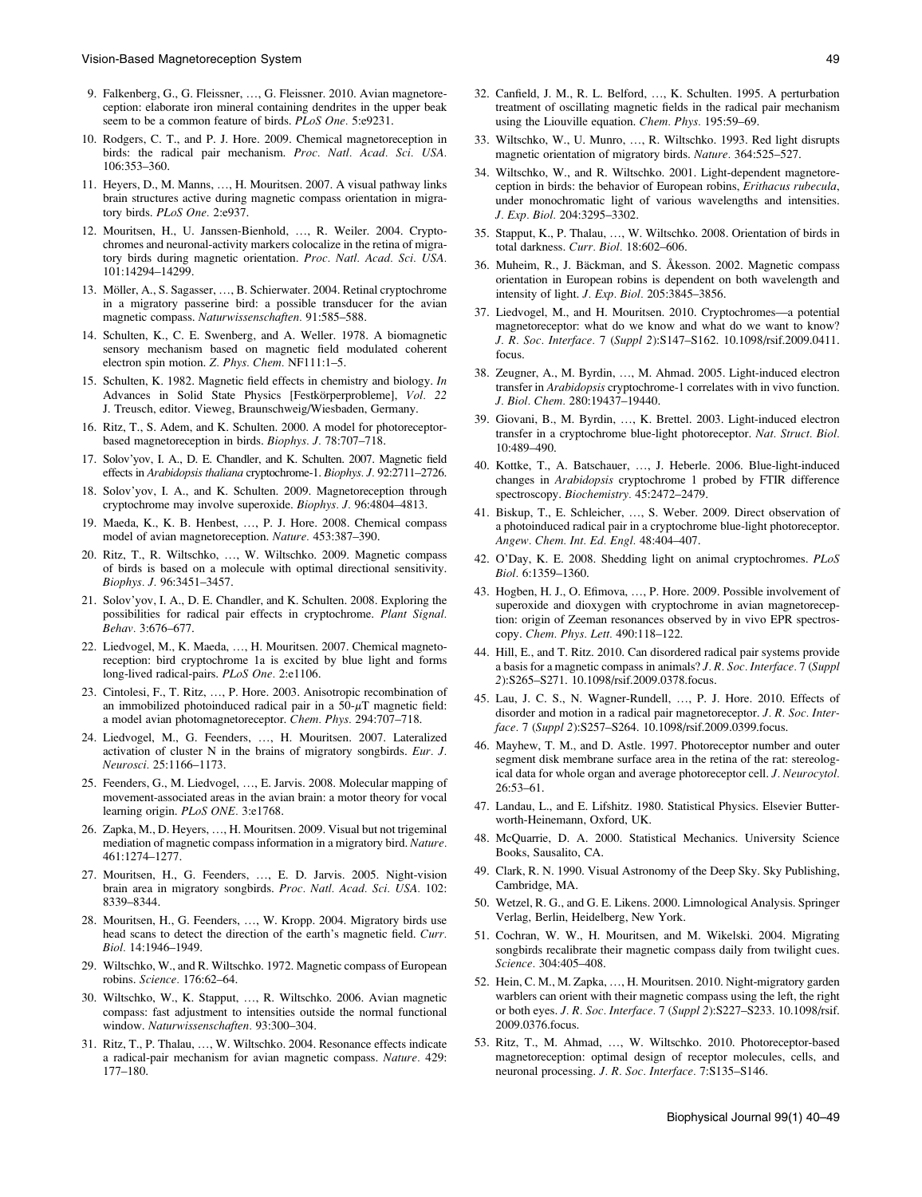9. Falkenberg, G., G. Fleissner, …, G. Fleissner. 2010. Avian magnetoreception: elaborate iron mineral containing dendrites in the upper beak seem to be a common feature of birds. *PLoS One*. 5:e9231.

10. Rodgers, C. T., and P. J. Hore. 2009. Chemical magnetoreception in birds: the radical pair mechanism. *Proc. Natl. Acad. Sci. USA*. 106:353–360.

11. Heyers, D., M. Manns, …, H. Mouritsen. 2007. A visual pathway links brain structures active during magnetic compass orientation in migratory birds. *PLoS One*. 2:e937.

12. Mouritsen, H., U. Janssen-Bienhold, …, R. Weiler. 2004. Cryptochromes and neuronal-activity markers colocalize in the retina of migratory birds during magnetic orientation. *Proc. Natl. Acad. Sci. USA*. 101:14294–14299.

13. Möller, A., S. Sagasser, …, B. Schierwater. 2004. Retinal cryptochrome in a migratory passerine bird: a possible transducer for the avian magnetic compass. *Naturwissenschaften*. 91:585–588.

14. Schulten, K., C. E. Swenberg, and A. Weller. 1978. A biomagnetic sensory mechanism based on magnetic field modulated coherent electron spin motion. *Z. Phys. Chem.* NF111:1–5.

15. Schulten, K. 1982. Magnetic field effects in chemistry and biology. *In* Advances in Solid State Physics [Festkörperprobleme], *Vol. 22* J. Treusch, editor. Vieweg, Braunschweig/Wiesbaden, Germany.

16. Ritz, T., S. Adem, and K. Schulten. 2000. A model for photoreceptor-based magnetoreception in birds. *Biophys. J.* 78:707–718.

17. Solov'yov, I. A., D. E. Chandler, and K. Schulten. 2007. Magnetic field effects in *Arabidopsis thaliana* cryptochrome-1. *Biophys. J.* 92:2711–2726.

18. Solov'yov, I. A., and K. Schulten. 2009. Magnetoreception through cryptochrome may involve superoxide. *Biophys. J.* 96:4804–4813.

19. Maeda, K., K. B. Henbest, …, P. J. Hore. 2008. Chemical compass model of avian magnetoreception. *Nature*. 453:387–390.

20. Ritz, T., R. Wiltschko, …, W. Wiltschko. 2009. Magnetic compass of birds is based on a molecule with optimal directional sensitivity. *Biophys. J.* 96:3451–3457.

21. Solov'yov, I. A., D. E. Chandler, and K. Schulten. 2008. Exploring the possibilities for radical pair effects in cryptochrome. *Plant Signal. Behav.* 3:676–677.

22. Liedvogel, M., K. Maeda, …, H. Mouritsen. 2007. Chemical magnetoreception: bird cryptochrome 1a is excited by blue light and forms long-lived radical-pairs. *PLoS One*. 2:e1106.

23. Cintolesi, F., T. Ritz, …, P. Hore. 2003. Anisotropic recombination of an immobilized photoinduced radical pair in a 50-$\mu$T magnetic field: a model avian photomagnetoreceptor. *Chem. Phys.* 294:707–718.

24. Liedvogel, M., G. Feenders, …, H. Mouritsen. 2007. Lateralized activation of cluster N in the brains of migratory songbirds. *Eur. J. Neurosci.* 25:1166–1173.

25. Feenders, G., M. Liedvogel, …, E. Jarvis. 2008. Molecular mapping of movement-associated areas in the avian brain: a motor theory for vocal learning origin. *PLoS ONE*. 3:e1768.

26. Zapka, M., D. Heyers, …, H. Mouritsen. 2009. Visual but not trigeminal mediation of magnetic compass information in a migratory bird. *Nature*. 461:1274–1277.

27. Mouritsen, H., G. Feenders, …, E. D. Jarvis. 2005. Night-vision brain area in migratory songbirds. *Proc. Natl. Acad. Sci. USA*. 102: 8339–8344.

28. Mouritsen, H., G. Feenders, …, W. Kropp. 2004. Migratory birds use head scans to detect the direction of the earth's magnetic field. *Curr. Biol.* 14:1946–1949.

29. Wiltschko, W., and R. Wiltschko. 1972. Magnetic compass of European robins. *Science*. 176:62–64.

30. Wiltschko, W., K. Stapput, …, R. Wiltschko. 2006. Avian magnetic compass: fast adjustment to intensities outside the normal functional window. *Naturwissenschaften*. 93:300–304.

31. Ritz, T., P. Thalau, …, W. Wiltschko. 2004. Resonance effects indicate a radical-pair mechanism for avian magnetic compass. *Nature*. 429: 177–180.

32. Canfield, J. M., R. L. Belford, …, K. Schulten. 1995. A perturbation treatment of oscillating magnetic fields in the radical pair mechanism using the Liouville equation. *Chem. Phys.* 195:59–69.

33. Wiltschko, W., U. Munro, …, R. Wiltschko. 1993. Red light disrupts magnetic orientation of migratory birds. *Nature*. 364:525–527.

34. Wiltschko, W., and R. Wiltschko. 2001. Light-dependent magnetoreception in birds: the behavior of European robins, *Erithacus rubecula*, under monochromatic light of various wavelengths and intensities. *J. Exp. Biol.* 204:3295–3302.

35. Stapput, K., P. Thalau, …, W. Wiltschko. 2008. Orientation of birds in total darkness. *Curr. Biol.* 18:602–606.

36. Muheim, R., J. Bäckman, and S. Åkesson. 2002. Magnetic compass orientation in European robins is dependent on both wavelength and intensity of light. *J. Exp. Biol.* 205:3845–3856.

37. Liedvogel, M., and H. Mouritsen. 2010. Cryptochromes—a potential magnetoreceptor: what do we know and what do we want to know? *J. R. Soc. Interface*. 7 (*Suppl 2*):S147–S162. 10.1098/rsif.2009.0411.focus.

38. Zeugner, A., M. Byrdin, …, M. Ahmad. 2005. Light-induced electron transfer in *Arabidopsis* cryptochrome-1 correlates with in vivo function. *J. Biol. Chem.* 280:19437–19440.

39. Giovani, B., M. Byrdin, …, K. Brettel. 2003. Light-induced electron transfer in a cryptochrome blue-light photoreceptor. *Nat. Struct. Biol.* 10:489–490.

40. Kottke, T., A. Batschauer, …, J. Heberle. 2006. Blue-light-induced changes in *Arabidopsis* cryptochrome 1 probed by FTIR difference spectroscopy. *Biochemistry*. 45:2472–2479.

41. Biskup, T., E. Schleicher, …, S. Weber. 2009. Direct observation of a photoinduced radical pair in a cryptochrome blue-light photoreceptor. *Angew. Chem. Int. Ed. Engl.* 48:404–407.

42. O'Day, K. E. 2008. Shedding light on animal cryptochromes. *PLoS Biol.* 6:1359–1360.

43. Hogben, H. J., O. Efimova, …, P. Hore. 2009. Possible involvement of superoxide and dioxygen with cryptochrome in avian magnetoreception: origin of Zeeman resonances observed by in vivo EPR spectroscopy. *Chem. Phys. Lett.* 490:118–122.

44. Hill, E., and T. Ritz. 2010. Can disordered radical pair systems provide a basis for a magnetic compass in animals? *J. R. Soc. Interface*. 7 (*Suppl 2*):S265–S271. 10.1098/rsif.2009.0378.focus.

45. Lau, J. C. S., N. Wagner-Rundell, …, P. J. Hore. 2010. Effects of disorder and motion in a radical pair magnetoreceptor. *J. R. Soc. Interface*. 7 (*Suppl 2*):S257–S264. 10.1098/rsif.2009.0399.focus.

46. Mayhew, T. M., and D. Astle. 1997. Photoreceptor number and outer segment disk membrane surface area in the retina of the rat: stereological data for whole organ and average photoreceptor cell. *J. Neurocytol.* 26:53–61.

47. Landau, L., and E. Lifshitz. 1980. Statistical Physics. Elsevier Butterworth-Heinemann, Oxford, UK.

48. McQuarrie, D. A. 2000. Statistical Mechanics. University Science Books, Sausalito, CA.

49. Clark, R. N. 1990. Visual Astronomy of the Deep Sky. Sky Publishing, Cambridge, MA.

50. Wetzel, R. G., and G. E. Likens. 2000. Limnological Analysis. Springer Verlag, Berlin, Heidelberg, New York.

51. Cochran, W. W., H. Mouritsen, and M. Wikelski. 2004. Migrating songbirds recalibrate their magnetic compass daily from twilight cues. *Science*. 304:405–408.

52. Hein, C. M., M. Zapka, …, H. Mouritsen. 2010. Night-migratory garden warblers can orient with their magnetic compass using the left, the right or both eyes. *J. R. Soc. Interface*. 7 (*Suppl 2*):S227–S233. 10.1098/rsif.2009.0376.focus.

53. Ritz, T., M. Ahmad, …, W. Wiltschko. 2010. Photoreceptor-based magnetoreception: optimal design of receptor molecules, cells, and neuronal processing. *J. R. Soc. Interface*. 7:S135–S146.